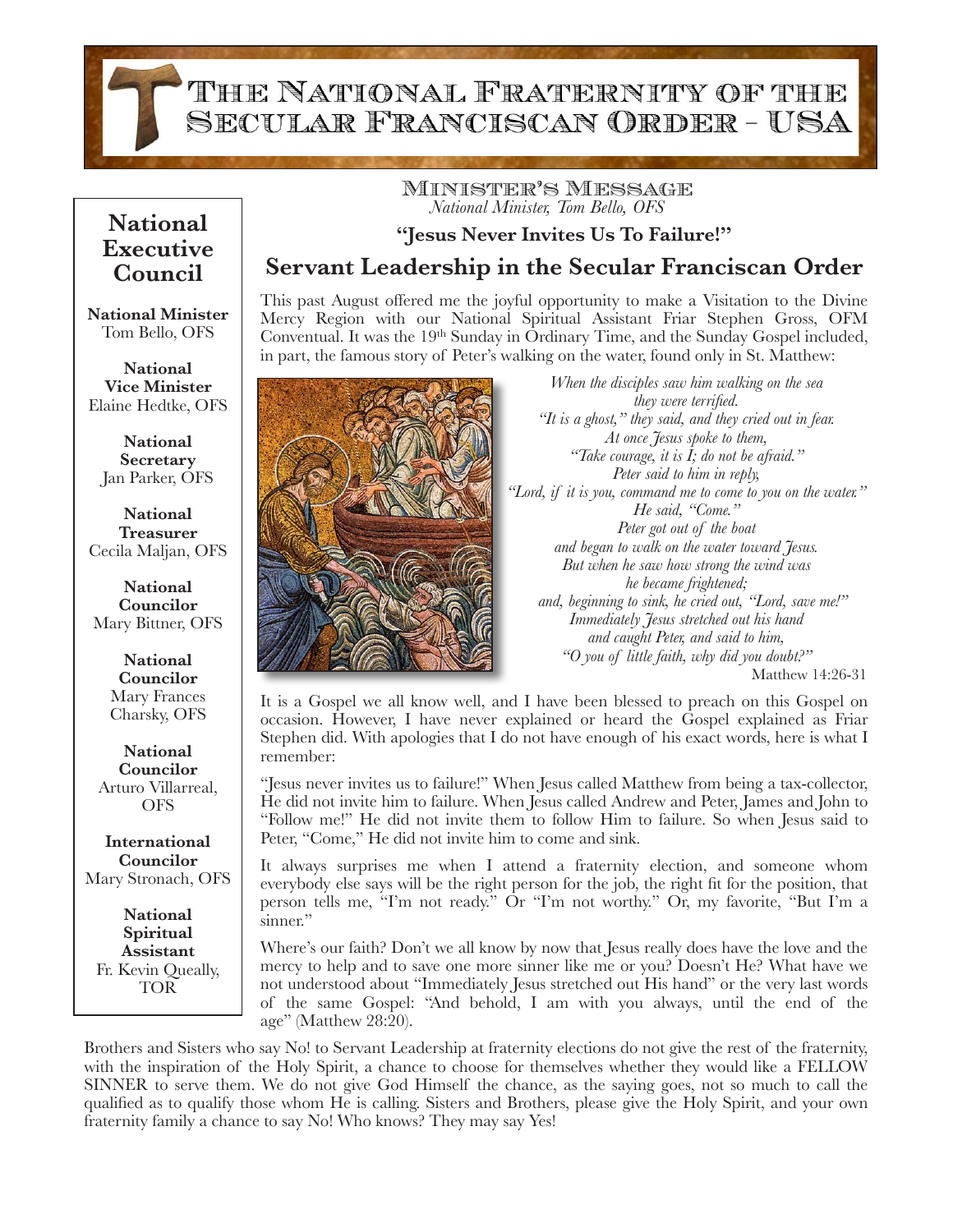# The National Fraternity of the Secular Franciscan Order - USA

## National Executive Council

**National Minister**
Tom Bello, OFS

**National Vice Minister**
Elaine Hedtke, OFS

**National Secretary**
Jan Parker, OFS

**National Treasurer**
Cecila Maljan, OFS

**National Councilor**
Mary Bittner, OFS

**National Councilor**
Mary Frances Charsky, OFS

**National Councilor**
Arturo Villarreal, OFS

**International Councilor**
Mary Stronach, OFS

**National Spiritual Assistant**
Fr. Kevin Queally, TOR

## Minister's Message

*National Minister, Tom Bello, OFS*

**"Jesus Never Invites Us To Failure!"**

## Servant Leadership in the Secular Franciscan Order

This past August offered me the joyful opportunity to make a Visitation to the Divine Mercy Region with our National Spiritual Assistant Friar Stephen Gross, OFM Conventual. It was the 19th Sunday in Ordinary Time, and the Sunday Gospel included, in part, the famous story of Peter's walking on the water, found only in St. Matthew:

*When the disciples saw him walking on the sea*
*they were terrified.*
*"It is a ghost," they said, and they cried out in fear.*
*At once Jesus spoke to them,*
*"Take courage, it is I; do not be afraid."*
*Peter said to him in reply,*
*"Lord, if it is you, command me to come to you on the water."*
*He said, "Come."*
*Peter got out of the boat*
*and began to walk on the water toward Jesus.*
*But when he saw how strong the wind was*
*he became frightened;*
*and, beginning to sink, he cried out, "Lord, save me!"*
*Immediately Jesus stretched out his hand*
*and caught Peter, and said to him,*
*"O you of little faith, why did you doubt?"*
Matthew 14:26-31

It is a Gospel we all know well, and I have been blessed to preach on this Gospel on occasion. However, I have never explained or heard the Gospel explained as Friar Stephen did. With apologies that I do not have enough of his exact words, here is what I remember:

"Jesus never invites us to failure!" When Jesus called Matthew from being a tax-collector, He did not invite him to failure. When Jesus called Andrew and Peter, James and John to "Follow me!" He did not invite them to follow Him to failure. So when Jesus said to Peter, "Come," He did not invite him to come and sink.

It always surprises me when I attend a fraternity election, and someone whom everybody else says will be the right person for the job, the right fit for the position, that person tells me, "I'm not ready." Or "I'm not worthy." Or, my favorite, "But I'm a sinner."

Where's our faith? Don't we all know by now that Jesus really does have the love and the mercy to help and to save one more sinner like me or you? Doesn't He? What have we not understood about "Immediately Jesus stretched out His hand" or the very last words of the same Gospel: "And behold, I am with you always, until the end of the age" (Matthew 28:20).

Brothers and Sisters who say No! to Servant Leadership at fraternity elections do not give the rest of the fraternity, with the inspiration of the Holy Spirit, a chance to choose for themselves whether they would like a FELLOW SINNER to serve them. We do not give God Himself the chance, as the saying goes, not so much to call the qualified as to qualify those whom He is calling. Sisters and Brothers, please give the Holy Spirit, and your own fraternity family a chance to say No! Who knows? They may say Yes!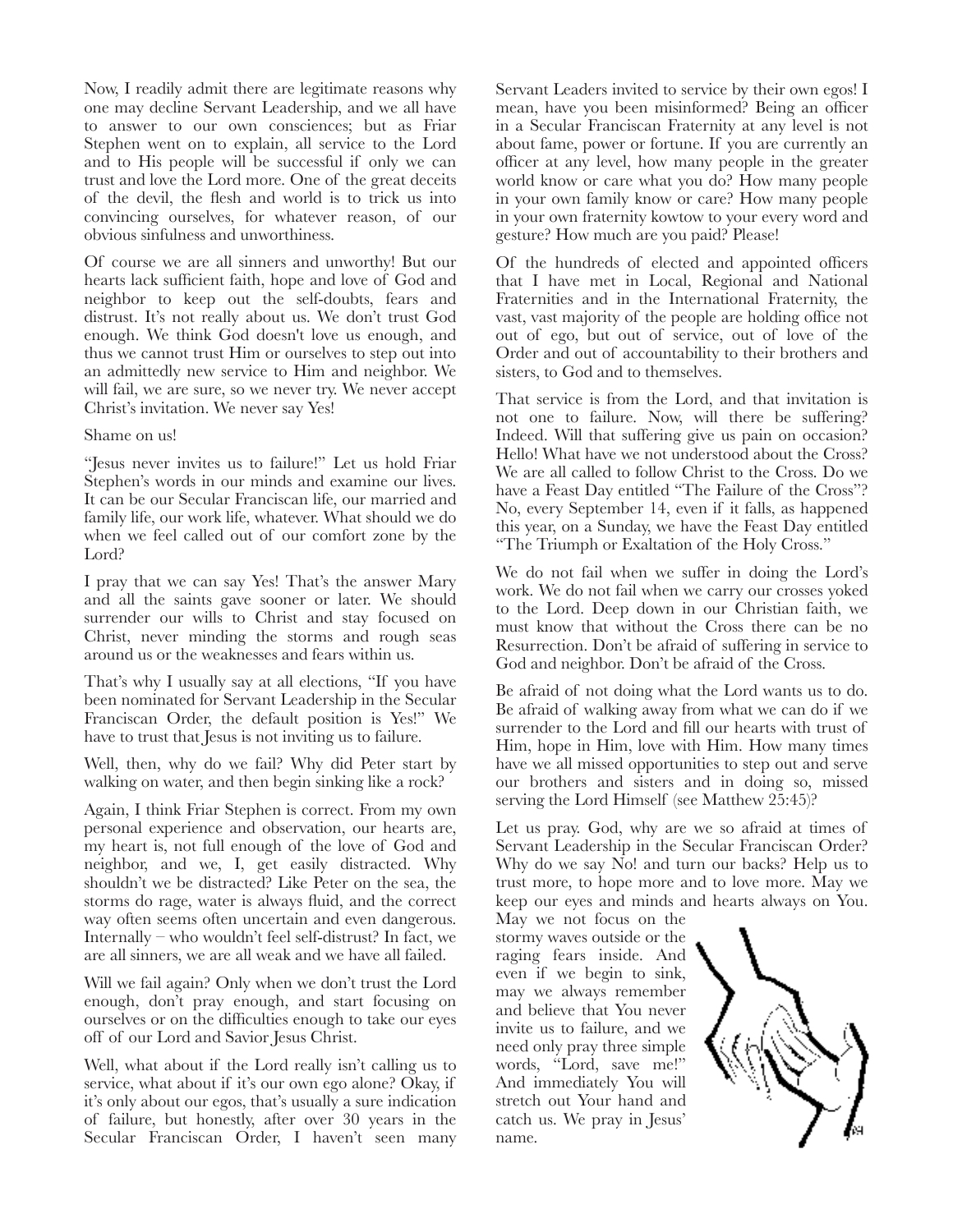Now, I readily admit there are legitimate reasons why one may decline Servant Leadership, and we all have to answer to our own consciences; but as Friar Stephen went on to explain, all service to the Lord and to His people will be successful if only we can trust and love the Lord more. One of the great deceits of the devil, the flesh and world is to trick us into convincing ourselves, for whatever reason, of our obvious sinfulness and unworthiness.

Of course we are all sinners and unworthy! But our hearts lack sufficient faith, hope and love of God and neighbor to keep out the self-doubts, fears and distrust. It's not really about us. We don't trust God enough. We think God doesn't love us enough, and thus we cannot trust Him or ourselves to step out into an admittedly new service to Him and neighbor. We will fail, we are sure, so we never try. We never accept Christ's invitation. We never say Yes!

Shame on us!

"Jesus never invites us to failure!" Let us hold Friar Stephen's words in our minds and examine our lives. It can be our Secular Franciscan life, our married and family life, our work life, whatever. What should we do when we feel called out of our comfort zone by the Lord?

I pray that we can say Yes! That's the answer Mary and all the saints gave sooner or later. We should surrender our wills to Christ and stay focused on Christ, never minding the storms and rough seas around us or the weaknesses and fears within us.

That's why I usually say at all elections, "If you have been nominated for Servant Leadership in the Secular Franciscan Order, the default position is Yes!" We have to trust that Jesus is not inviting us to failure.

Well, then, why do we fail? Why did Peter start by walking on water, and then begin sinking like a rock?

Again, I think Friar Stephen is correct. From my own personal experience and observation, our hearts are, my heart is, not full enough of the love of God and neighbor, and we, I, get easily distracted. Why shouldn't we be distracted? Like Peter on the sea, the storms do rage, water is always fluid, and the correct way often seems often uncertain and even dangerous. Internally – who wouldn't feel self-distrust? In fact, we are all sinners, we are all weak and we have all failed.

Will we fail again? Only when we don't trust the Lord enough, don't pray enough, and start focusing on ourselves or on the difficulties enough to take our eyes off of our Lord and Savior Jesus Christ.

Well, what about if the Lord really isn't calling us to service, what about if it's our own ego alone? Okay, if it's only about our egos, that's usually a sure indication of failure, but honestly, after over 30 years in the Secular Franciscan Order, I haven't seen many Servant Leaders invited to service by their own egos! I mean, have you been misinformed? Being an officer in a Secular Franciscan Fraternity at any level is not about fame, power or fortune. If you are currently an officer at any level, how many people in the greater world know or care what you do? How many people in your own family know or care? How many people in your own fraternity kowtow to your every word and gesture? How much are you paid? Please!

Of the hundreds of elected and appointed officers that I have met in Local, Regional and National Fraternities and in the International Fraternity, the vast, vast majority of the people are holding office not out of ego, but out of service, out of love of the Order and out of accountability to their brothers and sisters, to God and to themselves.

That service is from the Lord, and that invitation is not one to failure. Now, will there be suffering? Indeed. Will that suffering give us pain on occasion? Hello! What have we not understood about the Cross? We are all called to follow Christ to the Cross. Do we have a Feast Day entitled "The Failure of the Cross"? No, every September 14, even if it falls, as happened this year, on a Sunday, we have the Feast Day entitled "The Triumph or Exaltation of the Holy Cross."

We do not fail when we suffer in doing the Lord's work. We do not fail when we carry our crosses yoked to the Lord. Deep down in our Christian faith, we must know that without the Cross there can be no Resurrection. Don't be afraid of suffering in service to God and neighbor. Don't be afraid of the Cross.

Be afraid of not doing what the Lord wants us to do. Be afraid of walking away from what we can do if we surrender to the Lord and fill our hearts with trust of Him, hope in Him, love with Him. How many times have we all missed opportunities to step out and serve our brothers and sisters and in doing so, missed serving the Lord Himself (see Matthew 25:45)?

Let us pray. God, why are we so afraid at times of Servant Leadership in the Secular Franciscan Order? Why do we say No! and turn our backs? Help us to trust more, to hope more and to love more. May we keep our eyes and minds and hearts always on You. May we not focus on the stormy waves outside or the raging fears inside. And even if we begin to sink, may we always remember and believe that You never invite us to failure, and we need only pray three simple words, "Lord, save me!" And immediately You will stretch out Your hand and catch us. We pray in Jesus' name.